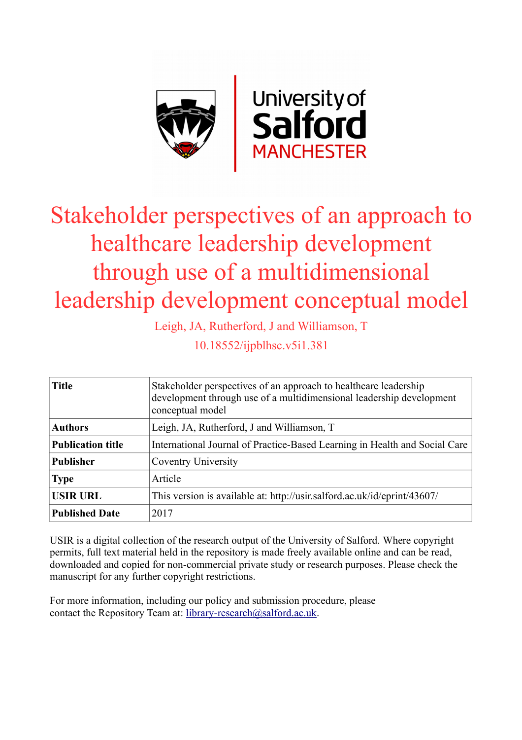# Stakeholder perspectives of an approach to healthcare leadership development through use of a multidimensional leadership development conceptual model

Leigh, JA, Rutherford, J and Williamson, T

10.18552/ijpblhsc.v5i1.381

| | |
|---|---|
| **Title** | Stakeholder perspectives of an approach to healthcare leadership development through use of a multidimensional leadership development conceptual model |
| **Authors** | Leigh, JA, Rutherford, J and Williamson, T |
| **Publication title** | International Journal of Practice-Based Learning in Health and Social Care |
| **Publisher** | Coventry University |
| **Type** | Article |
| **USIR URL** | This version is available at: http://usir.salford.ac.uk/id/eprint/43607/ |
| **Published Date** | 2017 |

USIR is a digital collection of the research output of the University of Salford. Where copyright permits, full text material held in the repository is made freely available online and can be read, downloaded and copied for non-commercial private study or research purposes. Please check the manuscript for any further copyright restrictions.

For more information, including our policy and submission procedure, please contact the Repository Team at: library-research@salford.ac.uk.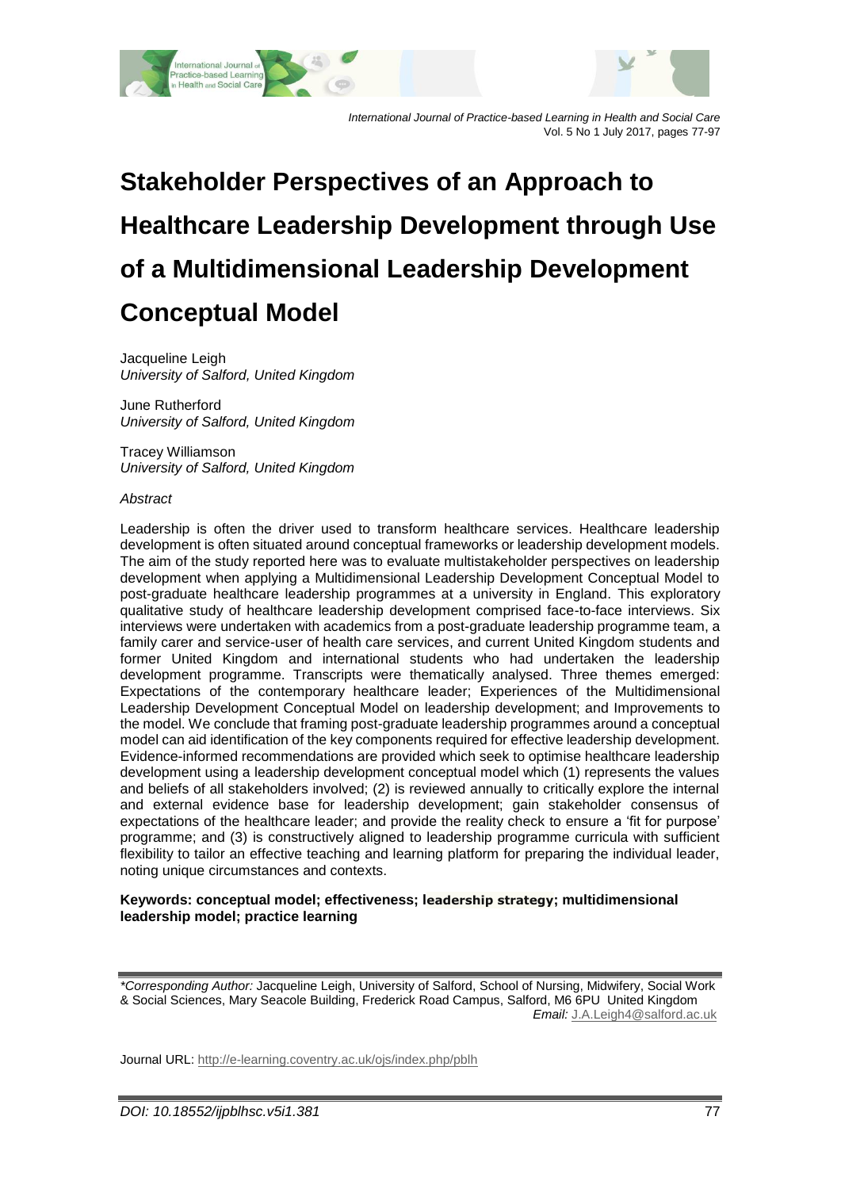# Stakeholder Perspectives of an Approach to Healthcare Leadership Development through Use of a Multidimensional Leadership Development Conceptual Model

Jacqueline Leigh
*University of Salford, United Kingdom*

June Rutherford
*University of Salford, United Kingdom*

Tracey Williamson
*University of Salford, United Kingdom*

*Abstract*

Leadership is often the driver used to transform healthcare services. Healthcare leadership development is often situated around conceptual frameworks or leadership development models. The aim of the study reported here was to evaluate multistakeholder perspectives on leadership development when applying a Multidimensional Leadership Development Conceptual Model to post-graduate healthcare leadership programmes at a university in England. This exploratory qualitative study of healthcare leadership development comprised face-to-face interviews. Six interviews were undertaken with academics from a post-graduate leadership programme team, a family carer and service-user of health care services, and current United Kingdom students and former United Kingdom and international students who had undertaken the leadership development programme. Transcripts were thematically analysed. Three themes emerged: Expectations of the contemporary healthcare leader; Experiences of the Multidimensional Leadership Development Conceptual Model on leadership development; and Improvements to the model. We conclude that framing post-graduate leadership programmes around a conceptual model can aid identification of the key components required for effective leadership development. Evidence-informed recommendations are provided which seek to optimise healthcare leadership development using a leadership development conceptual model which (1) represents the values and beliefs of all stakeholders involved; (2) is reviewed annually to critically explore the internal and external evidence base for leadership development; gain stakeholder consensus of expectations of the healthcare leader; and provide the reality check to ensure a 'fit for purpose' programme; and (3) is constructively aligned to leadership programme curricula with sufficient flexibility to tailor an effective teaching and learning platform for preparing the individual leader, noting unique circumstances and contexts.

**Keywords: conceptual model; effectiveness; leadership strategy; multidimensional leadership model; practice learning**

*\*Corresponding Author:* Jacqueline Leigh, University of Salford, School of Nursing, Midwifery, Social Work & Social Sciences, Mary Seacole Building, Frederick Road Campus, Salford, M6 6PU United Kingdom
*Email:* J.A.Leigh4@salford.ac.uk

Journal URL: http://e-learning.coventry.ac.uk/ojs/index.php/pblh

*DOI: 10.18552/ijpblhsc.v5i1.381*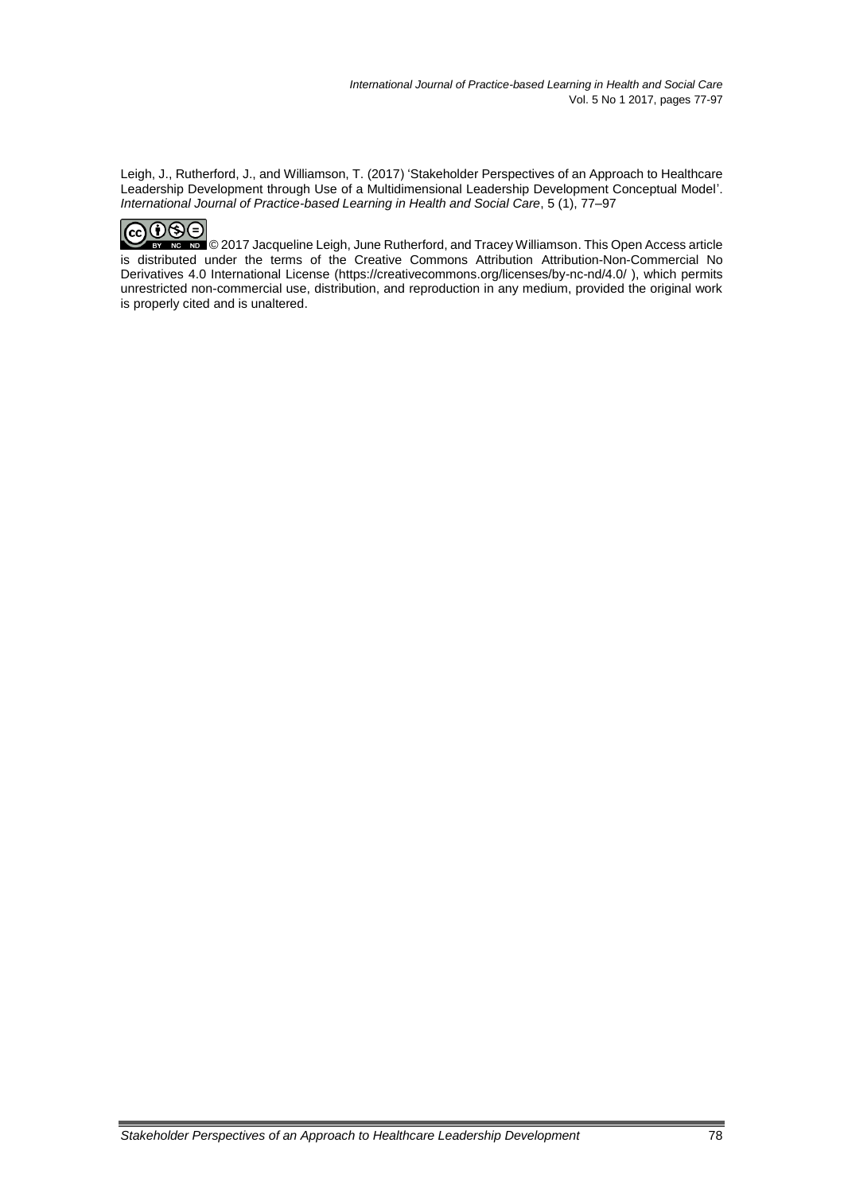Leigh, J., Rutherford, J., and Williamson, T. (2017) 'Stakeholder Perspectives of an Approach to Healthcare Leadership Development through Use of a Multidimensional Leadership Development Conceptual Model'. *International Journal of Practice-based Learning in Health and Social Care*, 5 (1), 77–97

© 2017 Jacqueline Leigh, June Rutherford, and Tracey Williamson. This Open Access article is distributed under the terms of the Creative Commons Attribution Attribution-Non-Commercial No Derivatives 4.0 International License (https://creativecommons.org/licenses/by-nc-nd/4.0/ ), which permits unrestricted non-commercial use, distribution, and reproduction in any medium, provided the original work is properly cited and is unaltered.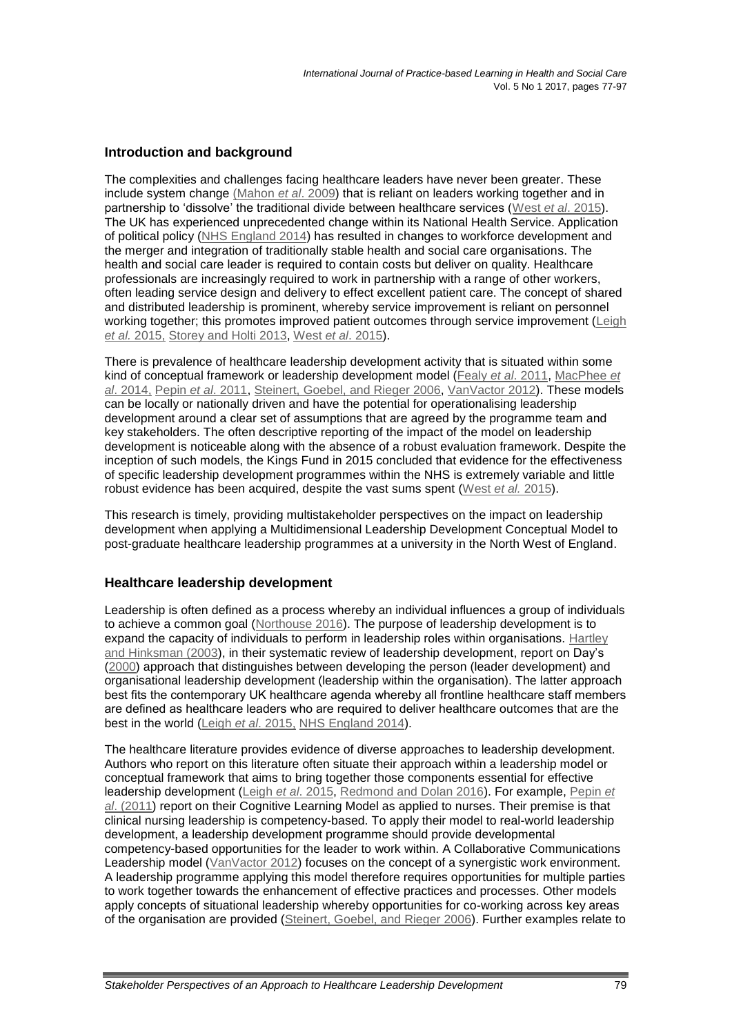## Introduction and background

The complexities and challenges facing healthcare leaders have never been greater. These include system change (Mahon *et al*. 2009) that is reliant on leaders working together and in partnership to 'dissolve' the traditional divide between healthcare services (West *et al*. 2015). The UK has experienced unprecedented change within its National Health Service. Application of political policy (NHS England 2014) has resulted in changes to workforce development and the merger and integration of traditionally stable health and social care organisations. The health and social care leader is required to contain costs but deliver on quality. Healthcare professionals are increasingly required to work in partnership with a range of other workers, often leading service design and delivery to effect excellent patient care. The concept of shared and distributed leadership is prominent, whereby service improvement is reliant on personnel working together; this promotes improved patient outcomes through service improvement (Leigh *et al.* 2015, Storey and Holti 2013, West *et al*. 2015).

There is prevalence of healthcare leadership development activity that is situated within some kind of conceptual framework or leadership development model (Fealy *et al*. 2011, MacPhee *et al*. 2014, Pepin *et al*. 2011, Steinert, Goebel, and Rieger 2006, VanVactor 2012). These models can be locally or nationally driven and have the potential for operationalising leadership development around a clear set of assumptions that are agreed by the programme team and key stakeholders. The often descriptive reporting of the impact of the model on leadership development is noticeable along with the absence of a robust evaluation framework. Despite the inception of such models, the Kings Fund in 2015 concluded that evidence for the effectiveness of specific leadership development programmes within the NHS is extremely variable and little robust evidence has been acquired, despite the vast sums spent (West *et al.* 2015).

This research is timely, providing multistakeholder perspectives on the impact on leadership development when applying a Multidimensional Leadership Development Conceptual Model to post-graduate healthcare leadership programmes at a university in the North West of England.

## Healthcare leadership development

Leadership is often defined as a process whereby an individual influences a group of individuals to achieve a common goal (Northouse 2016). The purpose of leadership development is to expand the capacity of individuals to perform in leadership roles within organisations. Hartley and Hinksman (2003), in their systematic review of leadership development, report on Day's (2000) approach that distinguishes between developing the person (leader development) and organisational leadership development (leadership within the organisation). The latter approach best fits the contemporary UK healthcare agenda whereby all frontline healthcare staff members are defined as healthcare leaders who are required to deliver healthcare outcomes that are the best in the world (Leigh *et al*. 2015, NHS England 2014).

The healthcare literature provides evidence of diverse approaches to leadership development. Authors who report on this literature often situate their approach within a leadership model or conceptual framework that aims to bring together those components essential for effective leadership development (Leigh *et al*. 2015, Redmond and Dolan 2016). For example, Pepin *et al*. (2011) report on their Cognitive Learning Model as applied to nurses. Their premise is that clinical nursing leadership is competency-based. To apply their model to real-world leadership development, a leadership development programme should provide developmental competency-based opportunities for the leader to work within. A Collaborative Communications Leadership model (VanVactor 2012) focuses on the concept of a synergistic work environment. A leadership programme applying this model therefore requires opportunities for multiple parties to work together towards the enhancement of effective practices and processes. Other models apply concepts of situational leadership whereby opportunities for co-working across key areas of the organisation are provided (Steinert, Goebel, and Rieger 2006). Further examples relate to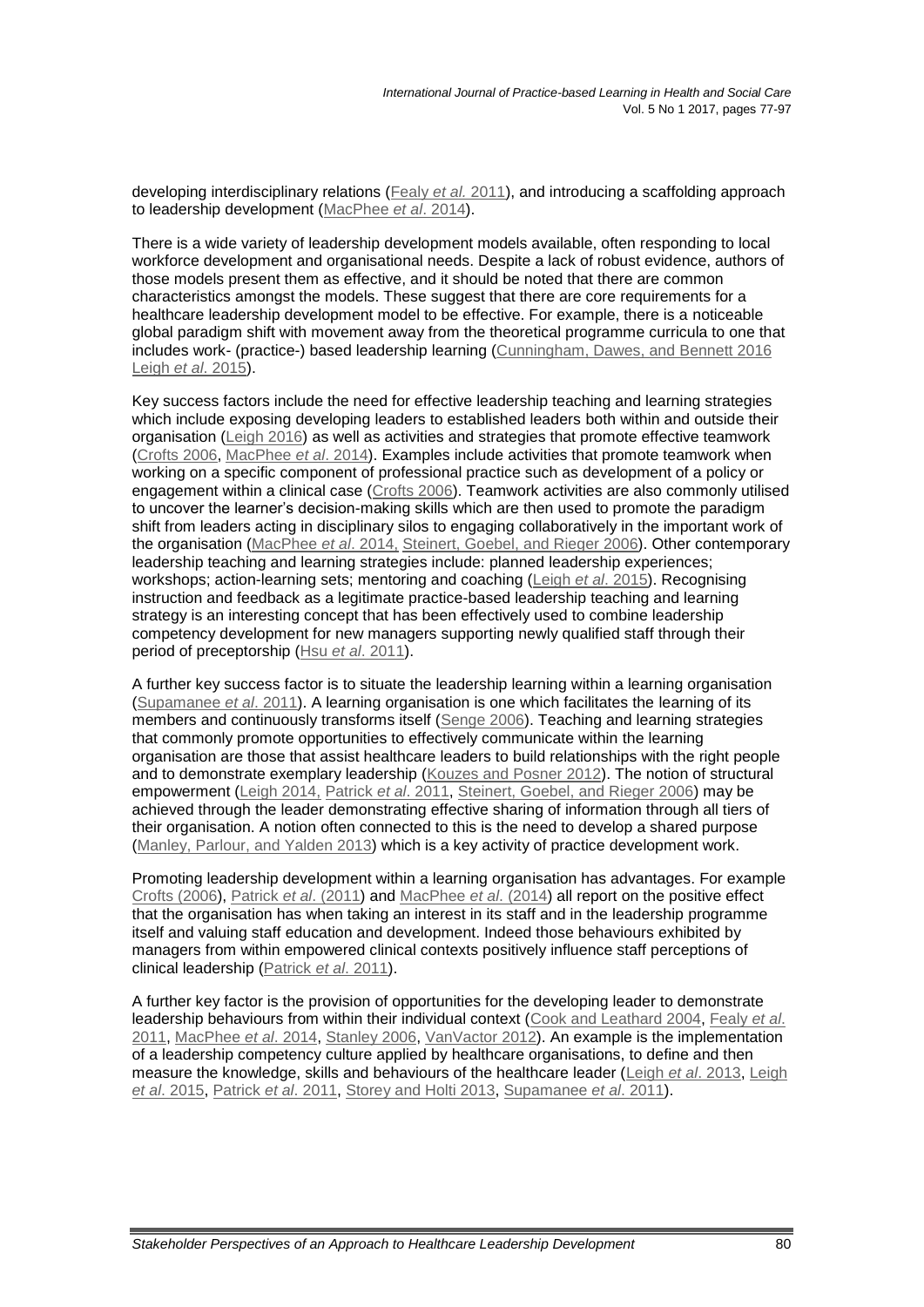developing interdisciplinary relations (Fealy *et al.* 2011), and introducing a scaffolding approach to leadership development (MacPhee *et al*. 2014).

There is a wide variety of leadership development models available, often responding to local workforce development and organisational needs. Despite a lack of robust evidence, authors of those models present them as effective, and it should be noted that there are common characteristics amongst the models. These suggest that there are core requirements for a healthcare leadership development model to be effective. For example, there is a noticeable global paradigm shift with movement away from the theoretical programme curricula to one that includes work- (practice-) based leadership learning (Cunningham, Dawes, and Bennett 2016 Leigh *et al*. 2015).

Key success factors include the need for effective leadership teaching and learning strategies which include exposing developing leaders to established leaders both within and outside their organisation (Leigh 2016) as well as activities and strategies that promote effective teamwork (Crofts 2006, MacPhee *et al*. 2014). Examples include activities that promote teamwork when working on a specific component of professional practice such as development of a policy or engagement within a clinical case (Crofts 2006). Teamwork activities are also commonly utilised to uncover the learner's decision-making skills which are then used to promote the paradigm shift from leaders acting in disciplinary silos to engaging collaboratively in the important work of the organisation (MacPhee *et al*. 2014, Steinert, Goebel, and Rieger 2006). Other contemporary leadership teaching and learning strategies include: planned leadership experiences; workshops; action-learning sets; mentoring and coaching (Leigh *et al*. 2015). Recognising instruction and feedback as a legitimate practice-based leadership teaching and learning strategy is an interesting concept that has been effectively used to combine leadership competency development for new managers supporting newly qualified staff through their period of preceptorship (Hsu *et al*. 2011).

A further key success factor is to situate the leadership learning within a learning organisation (Supamanee *et al*. 2011). A learning organisation is one which facilitates the learning of its members and continuously transforms itself (Senge 2006). Teaching and learning strategies that commonly promote opportunities to effectively communicate within the learning organisation are those that assist healthcare leaders to build relationships with the right people and to demonstrate exemplary leadership (Kouzes and Posner 2012). The notion of structural empowerment (Leigh 2014, Patrick *et al*. 2011, Steinert, Goebel, and Rieger 2006) may be achieved through the leader demonstrating effective sharing of information through all tiers of their organisation. A notion often connected to this is the need to develop a shared purpose (Manley, Parlour, and Yalden 2013) which is a key activity of practice development work.

Promoting leadership development within a learning organisation has advantages. For example Crofts (2006), Patrick *et al*. (2011) and MacPhee *et al*. (2014) all report on the positive effect that the organisation has when taking an interest in its staff and in the leadership programme itself and valuing staff education and development. Indeed those behaviours exhibited by managers from within empowered clinical contexts positively influence staff perceptions of clinical leadership (Patrick *et al*. 2011).

A further key factor is the provision of opportunities for the developing leader to demonstrate leadership behaviours from within their individual context (Cook and Leathard 2004, Fealy *et al*. 2011, MacPhee *et al*. 2014, Stanley 2006, VanVactor 2012). An example is the implementation of a leadership competency culture applied by healthcare organisations, to define and then measure the knowledge, skills and behaviours of the healthcare leader (Leigh *et al*. 2013, Leigh *et al*. 2015, Patrick *et al*. 2011, Storey and Holti 2013, Supamanee *et al*. 2011).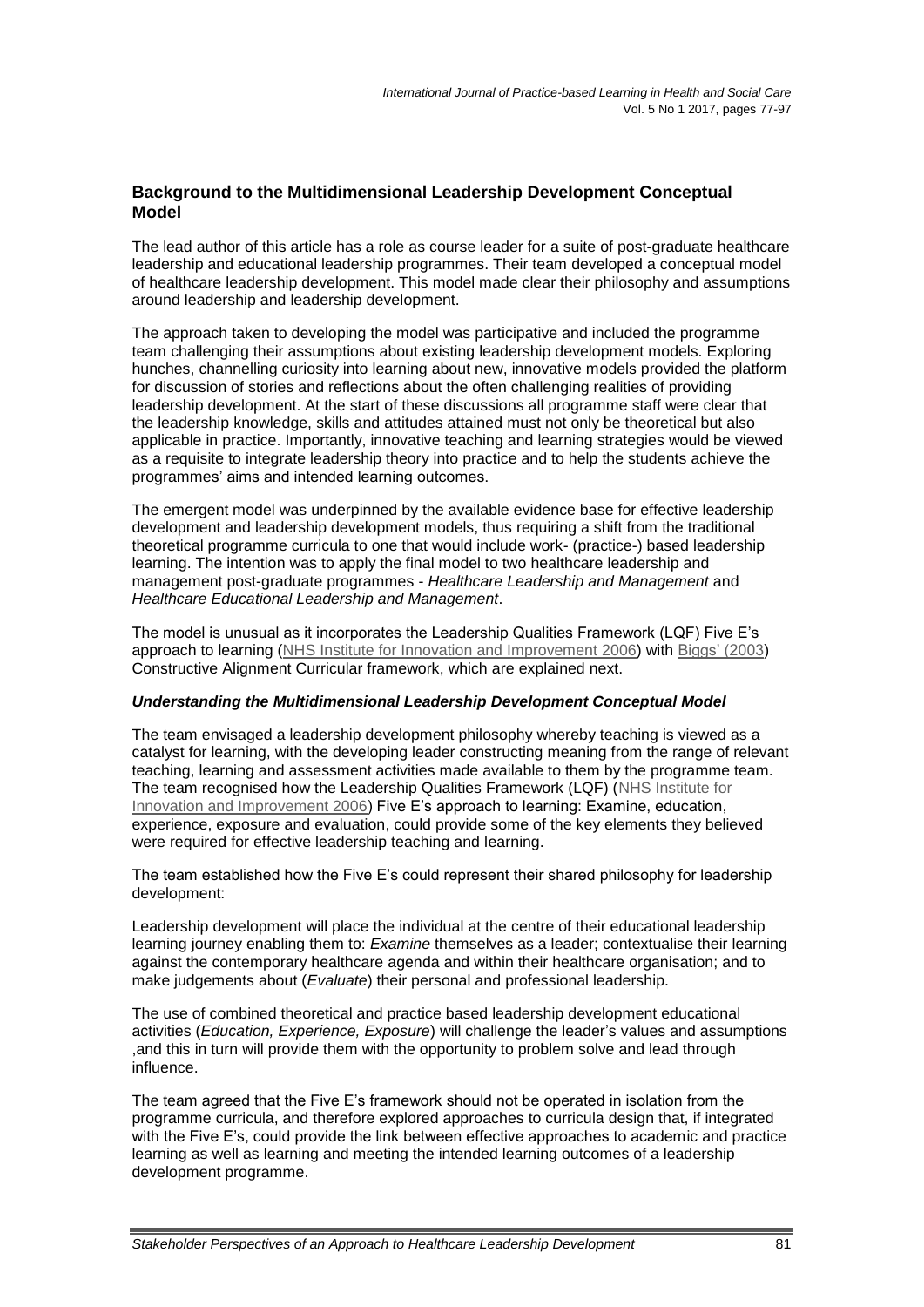## Background to the Multidimensional Leadership Development Conceptual Model

The lead author of this article has a role as course leader for a suite of post-graduate healthcare leadership and educational leadership programmes. Their team developed a conceptual model of healthcare leadership development. This model made clear their philosophy and assumptions around leadership and leadership development.

The approach taken to developing the model was participative and included the programme team challenging their assumptions about existing leadership development models. Exploring hunches, channelling curiosity into learning about new, innovative models provided the platform for discussion of stories and reflections about the often challenging realities of providing leadership development. At the start of these discussions all programme staff were clear that the leadership knowledge, skills and attitudes attained must not only be theoretical but also applicable in practice. Importantly, innovative teaching and learning strategies would be viewed as a requisite to integrate leadership theory into practice and to help the students achieve the programmes' aims and intended learning outcomes.

The emergent model was underpinned by the available evidence base for effective leadership development and leadership development models, thus requiring a shift from the traditional theoretical programme curricula to one that would include work- (practice-) based leadership learning. The intention was to apply the final model to two healthcare leadership and management post-graduate programmes - *Healthcare Leadership and Management* and *Healthcare Educational Leadership and Management*.

The model is unusual as it incorporates the Leadership Qualities Framework (LQF) Five E's approach to learning (NHS Institute for Innovation and Improvement 2006) with Biggs' (2003) Constructive Alignment Curricular framework, which are explained next.

### *Understanding the Multidimensional Leadership Development Conceptual Model*

The team envisaged a leadership development philosophy whereby teaching is viewed as a catalyst for learning, with the developing leader constructing meaning from the range of relevant teaching, learning and assessment activities made available to them by the programme team. The team recognised how the Leadership Qualities Framework (LQF) (NHS Institute for Innovation and Improvement 2006) Five E's approach to learning: Examine, education, experience, exposure and evaluation, could provide some of the key elements they believed were required for effective leadership teaching and learning.

The team established how the Five E's could represent their shared philosophy for leadership development:

Leadership development will place the individual at the centre of their educational leadership learning journey enabling them to: *Examine* themselves as a leader; contextualise their learning against the contemporary healthcare agenda and within their healthcare organisation; and to make judgements about (*Evaluate*) their personal and professional leadership.

The use of combined theoretical and practice based leadership development educational activities (*Education, Experience, Exposure*) will challenge the leader's values and assumptions ,and this in turn will provide them with the opportunity to problem solve and lead through influence.

The team agreed that the Five E's framework should not be operated in isolation from the programme curricula, and therefore explored approaches to curricula design that, if integrated with the Five E's, could provide the link between effective approaches to academic and practice learning as well as learning and meeting the intended learning outcomes of a leadership development programme.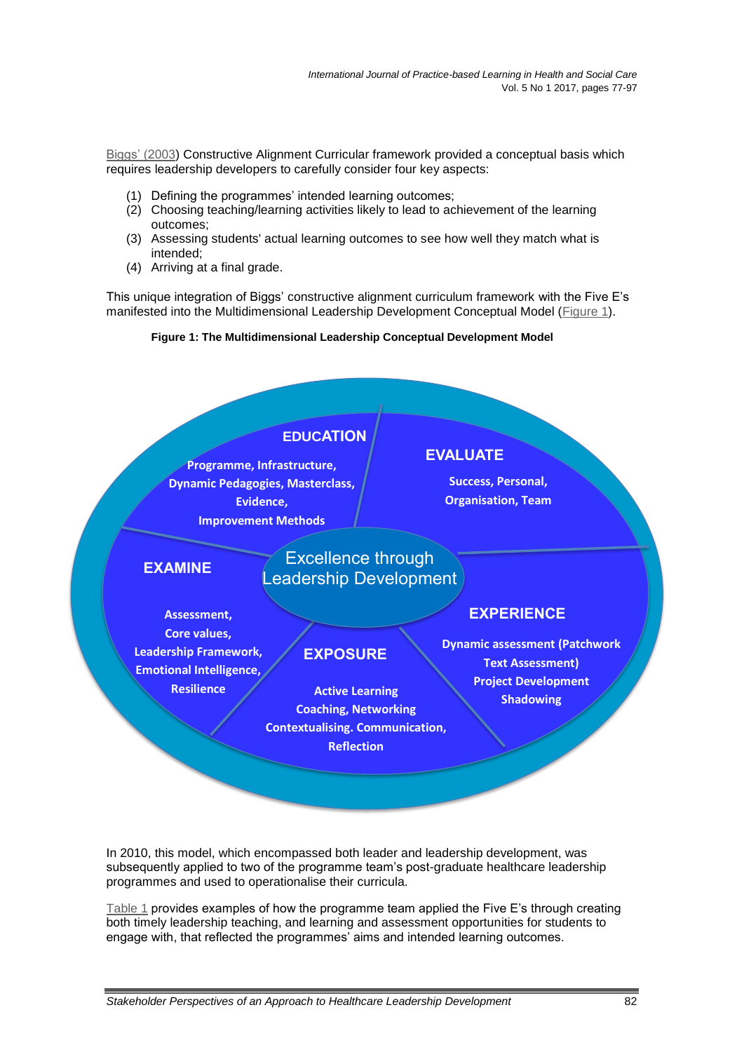Biggs' (2003) Constructive Alignment Curricular framework provided a conceptual basis which requires leadership developers to carefully consider four key aspects:

(1) Defining the programmes' intended learning outcomes;
(2) Choosing teaching/learning activities likely to lead to achievement of the learning outcomes;
(3) Assessing students' actual learning outcomes to see how well they match what is intended;
(4) Arriving at a final grade.

This unique integration of Biggs' constructive alignment curriculum framework with the Five E's manifested into the Multidimensional Leadership Development Conceptual Model (Figure 1).

**Figure 1: The Multidimensional Leadership Conceptual Development Model**

Excellence through Leadership Development

**EDUCATION**
Programme, Infrastructure, Dynamic Pedagogies, Masterclass, Evidence, Improvement Methods

**EVALUATE**
Success, Personal, Organisation, Team

**EXAMINE**
Assessment, Core values, Leadership Framework, Emotional Intelligence, Resilience

**EXPOSURE**
Active Learning Coaching, Networking Contextualising. Communication, Reflection

**EXPERIENCE**
Dynamic assessment (Patchwork Text Assessment) Project Development Shadowing

In 2010, this model, which encompassed both leader and leadership development, was subsequently applied to two of the programme team's post-graduate healthcare leadership programmes and used to operationalise their curricula.

Table 1 provides examples of how the programme team applied the Five E's through creating both timely leadership teaching, and learning and assessment opportunities for students to engage with, that reflected the programmes' aims and intended learning outcomes.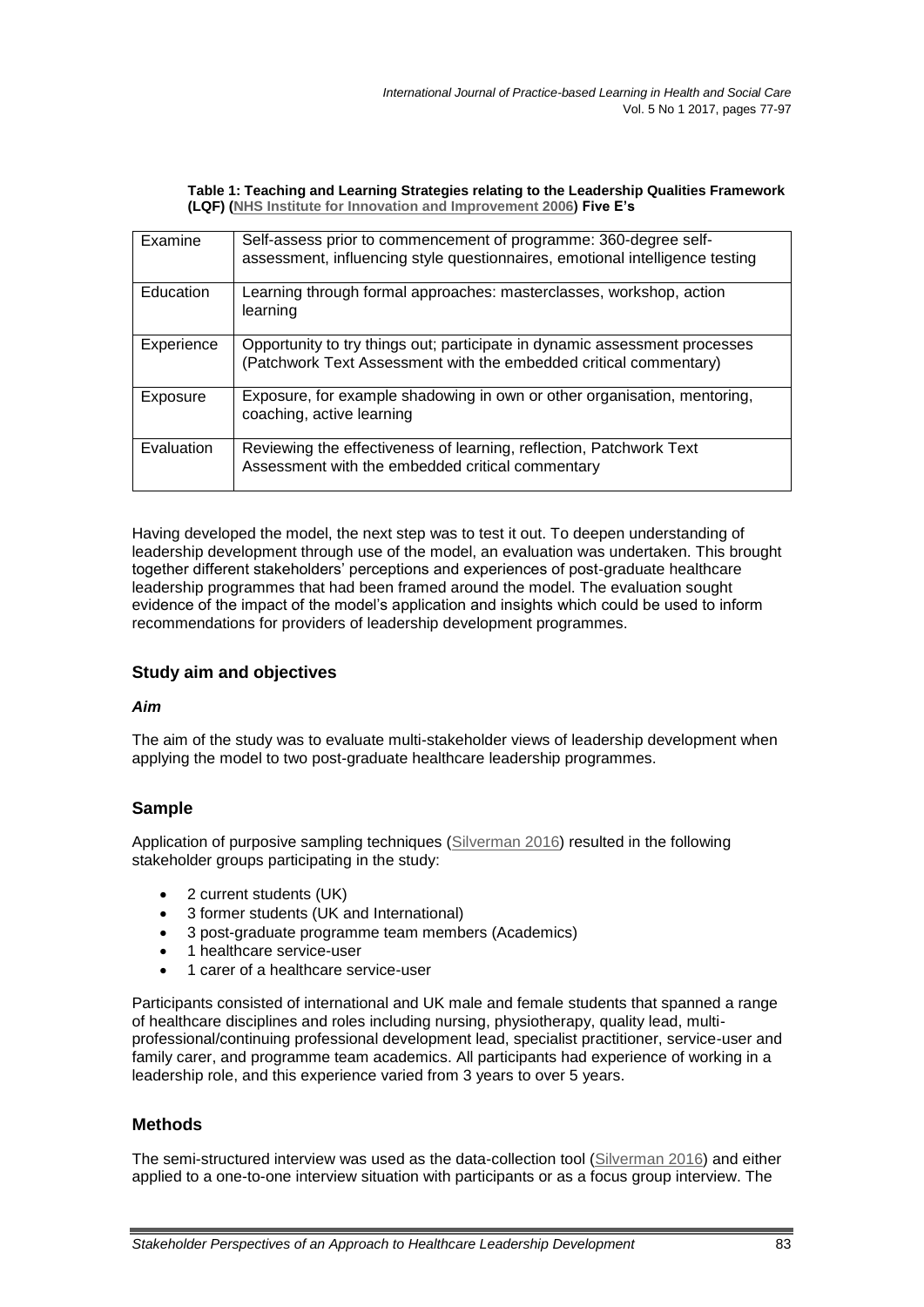**Table 1: Teaching and Learning Strategies relating to the Leadership Qualities Framework (LQF) (NHS Institute for Innovation and Improvement 2006) Five E's**

| | |
|---|---|
| Examine | Self-assess prior to commencement of programme: 360-degree self-assessment, influencing style questionnaires, emotional intelligence testing |
| Education | Learning through formal approaches: masterclasses, workshop, action learning |
| Experience | Opportunity to try things out; participate in dynamic assessment processes (Patchwork Text Assessment with the embedded critical commentary) |
| Exposure | Exposure, for example shadowing in own or other organisation, mentoring, coaching, active learning |
| Evaluation | Reviewing the effectiveness of learning, reflection, Patchwork Text Assessment with the embedded critical commentary |

Having developed the model, the next step was to test it out. To deepen understanding of leadership development through use of the model, an evaluation was undertaken. This brought together different stakeholders' perceptions and experiences of post-graduate healthcare leadership programmes that had been framed around the model. The evaluation sought evidence of the impact of the model's application and insights which could be used to inform recommendations for providers of leadership development programmes.

## Study aim and objectives

### *Aim*

The aim of the study was to evaluate multi-stakeholder views of leadership development when applying the model to two post-graduate healthcare leadership programmes.

## Sample

Application of purposive sampling techniques (Silverman 2016) resulted in the following stakeholder groups participating in the study:

- 2 current students (UK)
- 3 former students (UK and International)
- 3 post-graduate programme team members (Academics)
- 1 healthcare service-user
- 1 carer of a healthcare service-user

Participants consisted of international and UK male and female students that spanned a range of healthcare disciplines and roles including nursing, physiotherapy, quality lead, multi-professional/continuing professional development lead, specialist practitioner, service-user and family carer, and programme team academics. All participants had experience of working in a leadership role, and this experience varied from 3 years to over 5 years.

## Methods

The semi-structured interview was used as the data-collection tool (Silverman 2016) and either applied to a one-to-one interview situation with participants or as a focus group interview. The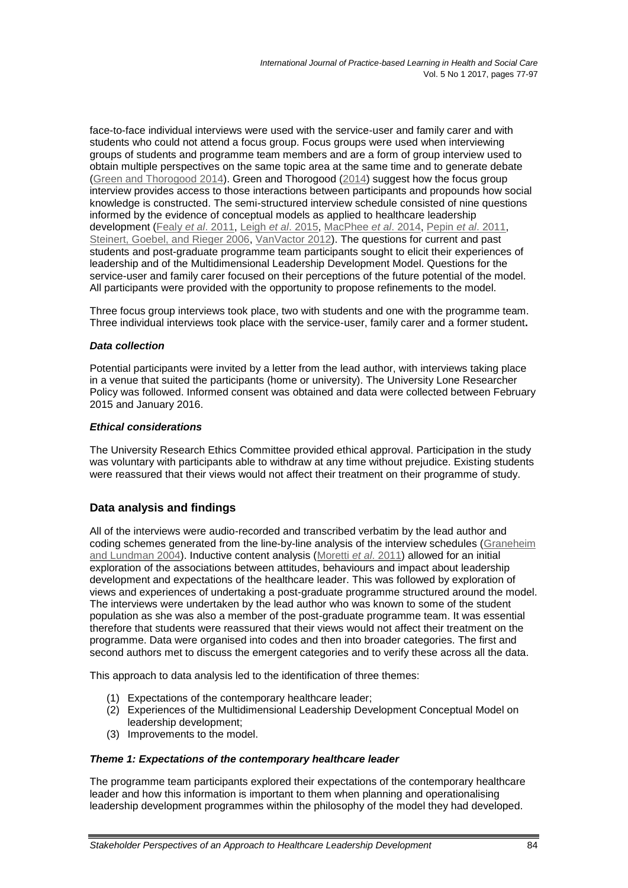face-to-face individual interviews were used with the service-user and family carer and with students who could not attend a focus group. Focus groups were used when interviewing groups of students and programme team members and are a form of group interview used to obtain multiple perspectives on the same topic area at the same time and to generate debate (Green and Thorogood 2014). Green and Thorogood (2014) suggest how the focus group interview provides access to those interactions between participants and propounds how social knowledge is constructed. The semi-structured interview schedule consisted of nine questions informed by the evidence of conceptual models as applied to healthcare leadership development (Fealy *et al*. 2011, Leigh *et al*. 2015, MacPhee *et al*. 2014, Pepin *et al*. 2011, Steinert, Goebel, and Rieger 2006, VanVactor 2012). The questions for current and past students and post-graduate programme team participants sought to elicit their experiences of leadership and of the Multidimensional Leadership Development Model. Questions for the service-user and family carer focused on their perceptions of the future potential of the model. All participants were provided with the opportunity to propose refinements to the model.

Three focus group interviews took place, two with students and one with the programme team. Three individual interviews took place with the service-user, family carer and a former student**.**

### *Data collection*

Potential participants were invited by a letter from the lead author, with interviews taking place in a venue that suited the participants (home or university). The University Lone Researcher Policy was followed. Informed consent was obtained and data were collected between February 2015 and January 2016.

### *Ethical considerations*

The University Research Ethics Committee provided ethical approval. Participation in the study was voluntary with participants able to withdraw at any time without prejudice. Existing students were reassured that their views would not affect their treatment on their programme of study.

## Data analysis and findings

All of the interviews were audio-recorded and transcribed verbatim by the lead author and coding schemes generated from the line-by-line analysis of the interview schedules (Graneheim and Lundman 2004). Inductive content analysis (Moretti *et al*. 2011) allowed for an initial exploration of the associations between attitudes, behaviours and impact about leadership development and expectations of the healthcare leader. This was followed by exploration of views and experiences of undertaking a post-graduate programme structured around the model. The interviews were undertaken by the lead author who was known to some of the student population as she was also a member of the post-graduate programme team. It was essential therefore that students were reassured that their views would not affect their treatment on the programme. Data were organised into codes and then into broader categories. The first and second authors met to discuss the emergent categories and to verify these across all the data.

This approach to data analysis led to the identification of three themes:

(1) Expectations of the contemporary healthcare leader;
(2) Experiences of the Multidimensional Leadership Development Conceptual Model on leadership development;
(3) Improvements to the model.

### *Theme 1: Expectations of the contemporary healthcare leader*

The programme team participants explored their expectations of the contemporary healthcare leader and how this information is important to them when planning and operationalising leadership development programmes within the philosophy of the model they had developed.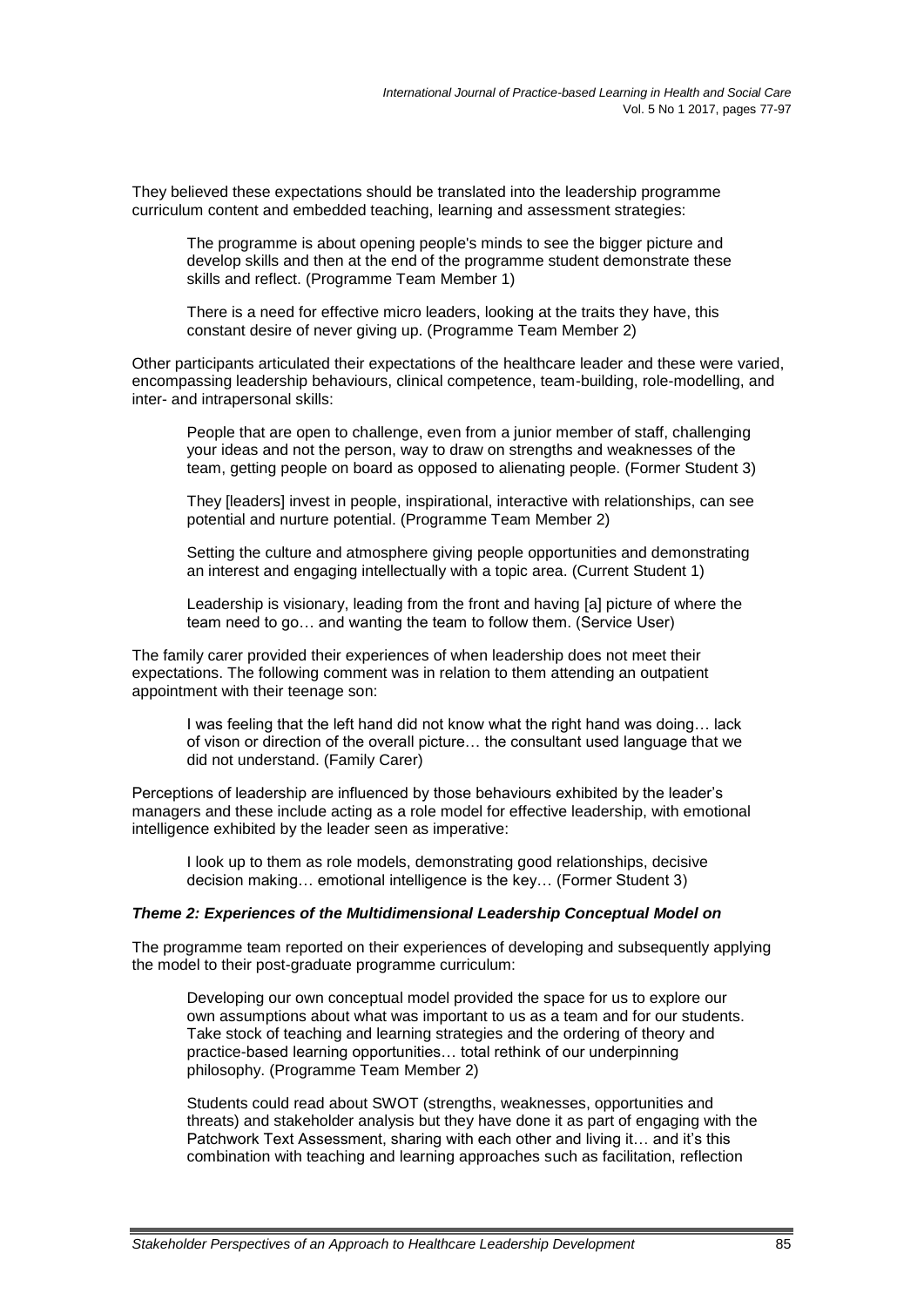They believed these expectations should be translated into the leadership programme curriculum content and embedded teaching, learning and assessment strategies:

> The programme is about opening people's minds to see the bigger picture and develop skills and then at the end of the programme student demonstrate these skills and reflect. (Programme Team Member 1)

> There is a need for effective micro leaders, looking at the traits they have, this constant desire of never giving up. (Programme Team Member 2)

Other participants articulated their expectations of the healthcare leader and these were varied, encompassing leadership behaviours, clinical competence, team-building, role-modelling, and inter- and intrapersonal skills:

> People that are open to challenge, even from a junior member of staff, challenging your ideas and not the person, way to draw on strengths and weaknesses of the team, getting people on board as opposed to alienating people. (Former Student 3)

> They [leaders] invest in people, inspirational, interactive with relationships, can see potential and nurture potential. (Programme Team Member 2)

> Setting the culture and atmosphere giving people opportunities and demonstrating an interest and engaging intellectually with a topic area. (Current Student 1)

> Leadership is visionary, leading from the front and having [a] picture of where the team need to go… and wanting the team to follow them. (Service User)

The family carer provided their experiences of when leadership does not meet their expectations. The following comment was in relation to them attending an outpatient appointment with their teenage son:

> I was feeling that the left hand did not know what the right hand was doing… lack of vison or direction of the overall picture… the consultant used language that we did not understand. (Family Carer)

Perceptions of leadership are influenced by those behaviours exhibited by the leader's managers and these include acting as a role model for effective leadership, with emotional intelligence exhibited by the leader seen as imperative:

> I look up to them as role models, demonstrating good relationships, decisive decision making… emotional intelligence is the key… (Former Student 3)

#### *Theme 2: Experiences of the Multidimensional Leadership Conceptual Model on*

The programme team reported on their experiences of developing and subsequently applying the model to their post-graduate programme curriculum:

> Developing our own conceptual model provided the space for us to explore our own assumptions about what was important to us as a team and for our students. Take stock of teaching and learning strategies and the ordering of theory and practice-based learning opportunities… total rethink of our underpinning philosophy. (Programme Team Member 2)

> Students could read about SWOT (strengths, weaknesses, opportunities and threats) and stakeholder analysis but they have done it as part of engaging with the Patchwork Text Assessment, sharing with each other and living it… and it's this combination with teaching and learning approaches such as facilitation, reflection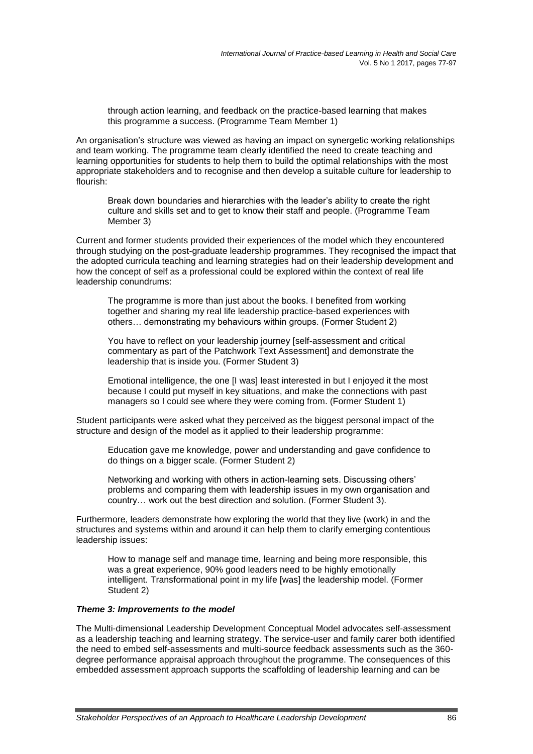> through action learning, and feedback on the practice-based learning that makes this programme a success. (Programme Team Member 1)

An organisation's structure was viewed as having an impact on synergetic working relationships and team working. The programme team clearly identified the need to create teaching and learning opportunities for students to help them to build the optimal relationships with the most appropriate stakeholders and to recognise and then develop a suitable culture for leadership to flourish:

> Break down boundaries and hierarchies with the leader's ability to create the right culture and skills set and to get to know their staff and people. (Programme Team Member 3)

Current and former students provided their experiences of the model which they encountered through studying on the post-graduate leadership programmes. They recognised the impact that the adopted curricula teaching and learning strategies had on their leadership development and how the concept of self as a professional could be explored within the context of real life leadership conundrums:

> The programme is more than just about the books. I benefited from working together and sharing my real life leadership practice-based experiences with others… demonstrating my behaviours within groups. (Former Student 2)

> You have to reflect on your leadership journey [self-assessment and critical commentary as part of the Patchwork Text Assessment] and demonstrate the leadership that is inside you. (Former Student 3)

> Emotional intelligence, the one [I was] least interested in but I enjoyed it the most because I could put myself in key situations, and make the connections with past managers so I could see where they were coming from. (Former Student 1)

Student participants were asked what they perceived as the biggest personal impact of the structure and design of the model as it applied to their leadership programme:

> Education gave me knowledge, power and understanding and gave confidence to do things on a bigger scale. (Former Student 2)

> Networking and working with others in action-learning sets. Discussing others' problems and comparing them with leadership issues in my own organisation and country… work out the best direction and solution. (Former Student 3).

Furthermore, leaders demonstrate how exploring the world that they live (work) in and the structures and systems within and around it can help them to clarify emerging contentious leadership issues:

> How to manage self and manage time, learning and being more responsible, this was a great experience, 90% good leaders need to be highly emotionally intelligent. Transformational point in my life [was] the leadership model. (Former Student 2)

### *Theme 3: Improvements to the model*

The Multi-dimensional Leadership Development Conceptual Model advocates self-assessment as a leadership teaching and learning strategy. The service-user and family carer both identified the need to embed self-assessments and multi-source feedback assessments such as the 360-degree performance appraisal approach throughout the programme. The consequences of this embedded assessment approach supports the scaffolding of leadership learning and can be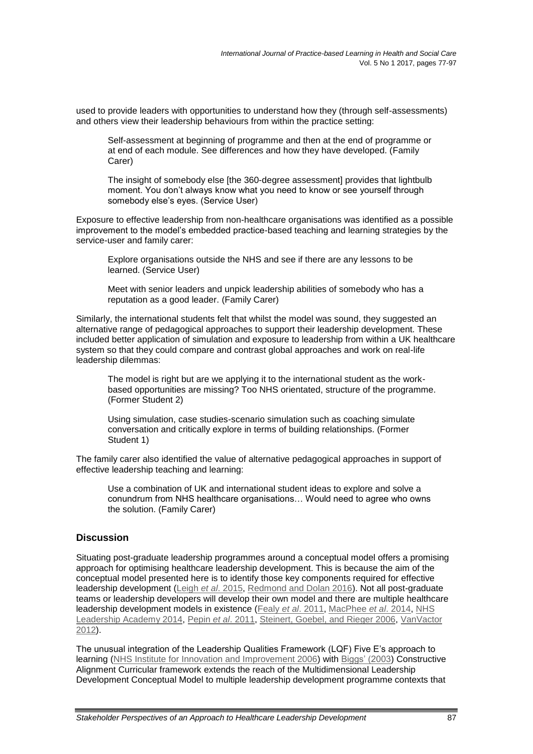used to provide leaders with opportunities to understand how they (through self-assessments) and others view their leadership behaviours from within the practice setting:

> Self-assessment at beginning of programme and then at the end of programme or at end of each module. See differences and how they have developed. (Family Carer)

> The insight of somebody else [the 360-degree assessment] provides that lightbulb moment. You don't always know what you need to know or see yourself through somebody else's eyes. (Service User)

Exposure to effective leadership from non-healthcare organisations was identified as a possible improvement to the model's embedded practice-based teaching and learning strategies by the service-user and family carer:

> Explore organisations outside the NHS and see if there are any lessons to be learned. (Service User)

> Meet with senior leaders and unpick leadership abilities of somebody who has a reputation as a good leader. (Family Carer)

Similarly, the international students felt that whilst the model was sound, they suggested an alternative range of pedagogical approaches to support their leadership development. These included better application of simulation and exposure to leadership from within a UK healthcare system so that they could compare and contrast global approaches and work on real-life leadership dilemmas:

> The model is right but are we applying it to the international student as the work-based opportunities are missing? Too NHS orientated, structure of the programme. (Former Student 2)

> Using simulation, case studies-scenario simulation such as coaching simulate conversation and critically explore in terms of building relationships. (Former Student 1)

The family carer also identified the value of alternative pedagogical approaches in support of effective leadership teaching and learning:

> Use a combination of UK and international student ideas to explore and solve a conundrum from NHS healthcare organisations… Would need to agree who owns the solution. (Family Carer)

## Discussion

Situating post-graduate leadership programmes around a conceptual model offers a promising approach for optimising healthcare leadership development. This is because the aim of the conceptual model presented here is to identify those key components required for effective leadership development (Leigh *et al*. 2015, Redmond and Dolan 2016). Not all post-graduate teams or leadership developers will develop their own model and there are multiple healthcare leadership development models in existence (Fealy *et al*. 2011, MacPhee *et al*. 2014, NHS Leadership Academy 2014, Pepin *et al*. 2011, Steinert, Goebel, and Rieger 2006, VanVactor 2012).

The unusual integration of the Leadership Qualities Framework (LQF) Five E's approach to learning (NHS Institute for Innovation and Improvement 2006) with Biggs' (2003) Constructive Alignment Curricular framework extends the reach of the Multidimensional Leadership Development Conceptual Model to multiple leadership development programme contexts that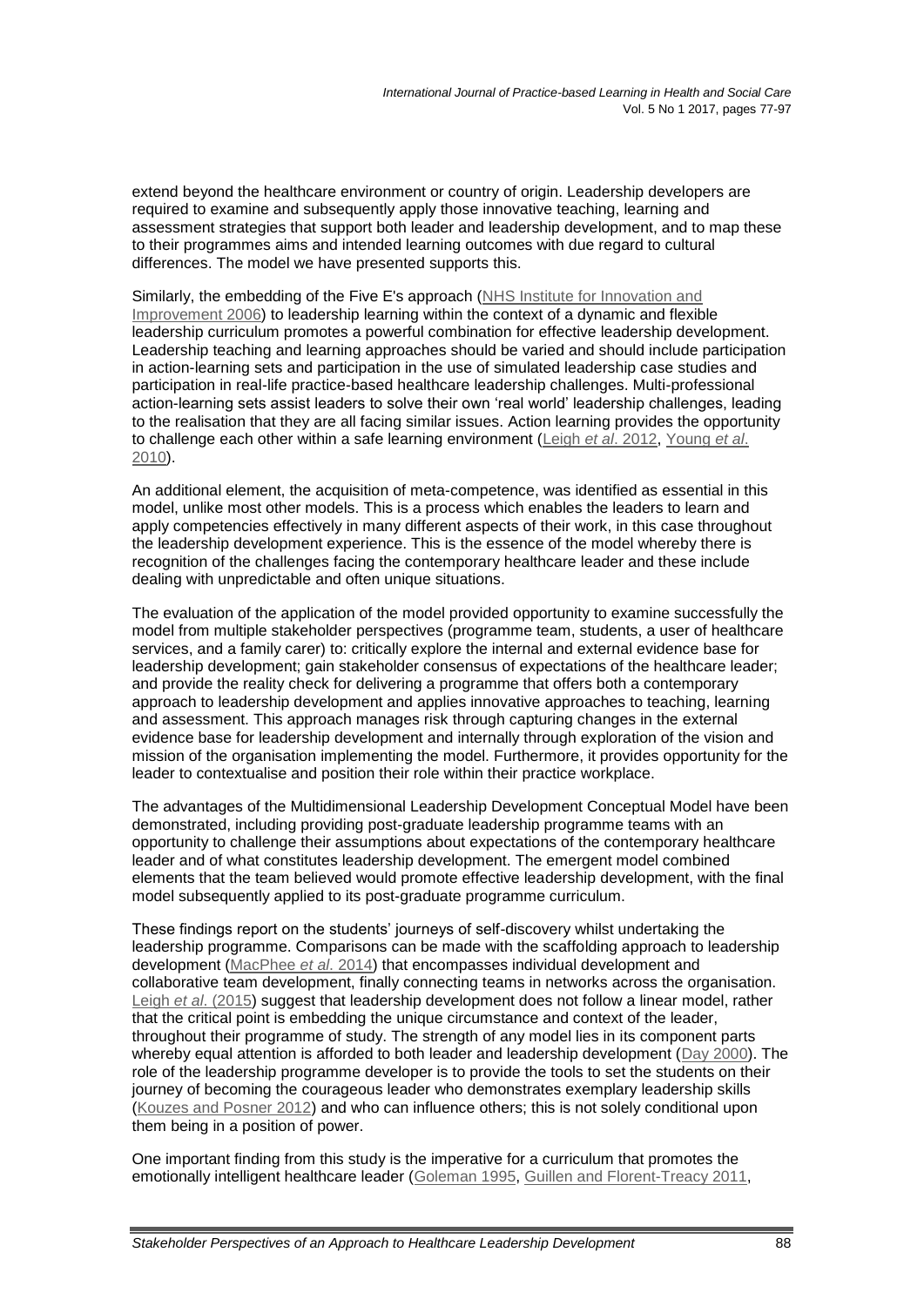extend beyond the healthcare environment or country of origin. Leadership developers are required to examine and subsequently apply those innovative teaching, learning and assessment strategies that support both leader and leadership development, and to map these to their programmes aims and intended learning outcomes with due regard to cultural differences. The model we have presented supports this.

Similarly, the embedding of the Five E's approach (NHS Institute for Innovation and Improvement 2006) to leadership learning within the context of a dynamic and flexible leadership curriculum promotes a powerful combination for effective leadership development. Leadership teaching and learning approaches should be varied and should include participation in action-learning sets and participation in the use of simulated leadership case studies and participation in real-life practice-based healthcare leadership challenges. Multi-professional action-learning sets assist leaders to solve their own 'real world' leadership challenges, leading to the realisation that they are all facing similar issues. Action learning provides the opportunity to challenge each other within a safe learning environment (Leigh *et al*. 2012, Young *et al*. 2010).

An additional element, the acquisition of meta-competence, was identified as essential in this model, unlike most other models. This is a process which enables the leaders to learn and apply competencies effectively in many different aspects of their work, in this case throughout the leadership development experience. This is the essence of the model whereby there is recognition of the challenges facing the contemporary healthcare leader and these include dealing with unpredictable and often unique situations.

The evaluation of the application of the model provided opportunity to examine successfully the model from multiple stakeholder perspectives (programme team, students, a user of healthcare services, and a family carer) to: critically explore the internal and external evidence base for leadership development; gain stakeholder consensus of expectations of the healthcare leader; and provide the reality check for delivering a programme that offers both a contemporary approach to leadership development and applies innovative approaches to teaching, learning and assessment. This approach manages risk through capturing changes in the external evidence base for leadership development and internally through exploration of the vision and mission of the organisation implementing the model. Furthermore, it provides opportunity for the leader to contextualise and position their role within their practice workplace.

The advantages of the Multidimensional Leadership Development Conceptual Model have been demonstrated, including providing post-graduate leadership programme teams with an opportunity to challenge their assumptions about expectations of the contemporary healthcare leader and of what constitutes leadership development. The emergent model combined elements that the team believed would promote effective leadership development, with the final model subsequently applied to its post-graduate programme curriculum.

These findings report on the students' journeys of self-discovery whilst undertaking the leadership programme. Comparisons can be made with the scaffolding approach to leadership development (MacPhee *et al*. 2014) that encompasses individual development and collaborative team development, finally connecting teams in networks across the organisation. Leigh *et al*. (2015) suggest that leadership development does not follow a linear model, rather that the critical point is embedding the unique circumstance and context of the leader, throughout their programme of study. The strength of any model lies in its component parts whereby equal attention is afforded to both leader and leadership development (Day 2000). The role of the leadership programme developer is to provide the tools to set the students on their journey of becoming the courageous leader who demonstrates exemplary leadership skills (Kouzes and Posner 2012) and who can influence others; this is not solely conditional upon them being in a position of power.

One important finding from this study is the imperative for a curriculum that promotes the emotionally intelligent healthcare leader (Goleman 1995, Guillen and Florent-Treacy 2011,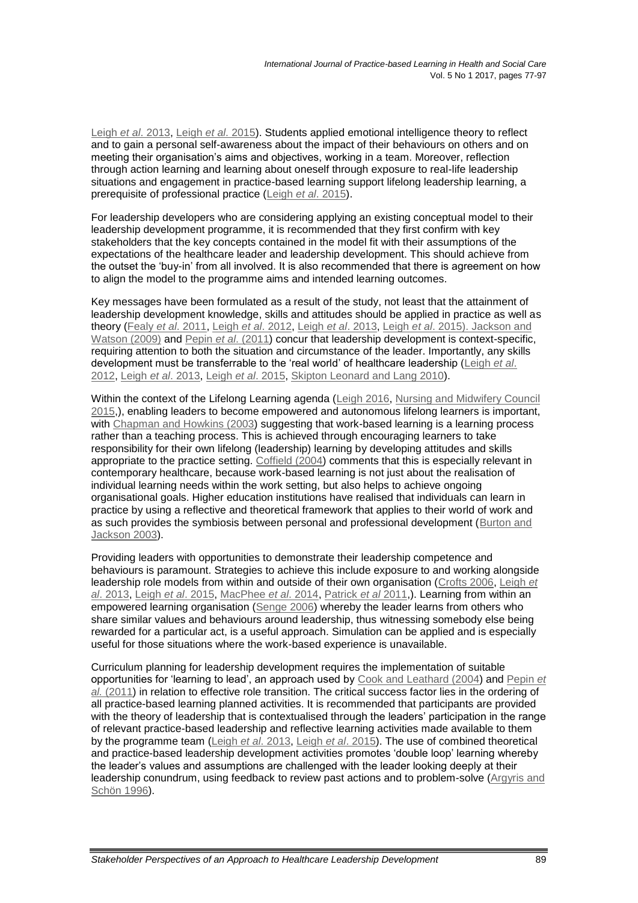Leigh *et al*. 2013, Leigh *et al*. 2015). Students applied emotional intelligence theory to reflect and to gain a personal self-awareness about the impact of their behaviours on others and on meeting their organisation's aims and objectives, working in a team. Moreover, reflection through action learning and learning about oneself through exposure to real-life leadership situations and engagement in practice-based learning support lifelong leadership learning, a prerequisite of professional practice (Leigh *et al*. 2015).

For leadership developers who are considering applying an existing conceptual model to their leadership development programme, it is recommended that they first confirm with key stakeholders that the key concepts contained in the model fit with their assumptions of the expectations of the healthcare leader and leadership development. This should achieve from the outset the 'buy-in' from all involved. It is also recommended that there is agreement on how to align the model to the programme aims and intended learning outcomes.

Key messages have been formulated as a result of the study, not least that the attainment of leadership development knowledge, skills and attitudes should be applied in practice as well as theory (Fealy *et al*. 2011, Leigh *et al*. 2012, Leigh *et al*. 2013, Leigh *et al*. 2015). Jackson and Watson (2009) and Pepin *et al*. (2011) concur that leadership development is context-specific, requiring attention to both the situation and circumstance of the leader. Importantly, any skills development must be transferrable to the 'real world' of healthcare leadership (Leigh *et al*. 2012, Leigh *et al*. 2013, Leigh *et al*. 2015, Skipton Leonard and Lang 2010).

Within the context of the Lifelong Learning agenda (Leigh 2016, Nursing and Midwifery Council 2015,), enabling leaders to become empowered and autonomous lifelong learners is important, with Chapman and Howkins (2003) suggesting that work-based learning is a learning process rather than a teaching process. This is achieved through encouraging learners to take responsibility for their own lifelong (leadership) learning by developing attitudes and skills appropriate to the practice setting. Coffield (2004) comments that this is especially relevant in contemporary healthcare, because work-based learning is not just about the realisation of individual learning needs within the work setting, but also helps to achieve ongoing organisational goals. Higher education institutions have realised that individuals can learn in practice by using a reflective and theoretical framework that applies to their world of work and as such provides the symbiosis between personal and professional development (Burton and Jackson 2003).

Providing leaders with opportunities to demonstrate their leadership competence and behaviours is paramount. Strategies to achieve this include exposure to and working alongside leadership role models from within and outside of their own organisation (Crofts 2006, Leigh *et al*. 2013, Leigh *et al*. 2015, MacPhee *et al*. 2014, Patrick *et al* 2011,). Learning from within an empowered learning organisation (Senge 2006) whereby the leader learns from others who share similar values and behaviours around leadership, thus witnessing somebody else being rewarded for a particular act, is a useful approach. Simulation can be applied and is especially useful for those situations where the work-based experience is unavailable.

Curriculum planning for leadership development requires the implementation of suitable opportunities for 'learning to lead', an approach used by Cook and Leathard (2004) and Pepin *et al*. (2011) in relation to effective role transition. The critical success factor lies in the ordering of all practice-based learning planned activities. It is recommended that participants are provided with the theory of leadership that is contextualised through the leaders' participation in the range of relevant practice-based leadership and reflective learning activities made available to them by the programme team (Leigh *et al*. 2013, Leigh *et al*. 2015). The use of combined theoretical and practice-based leadership development activities promotes 'double loop' learning whereby the leader's values and assumptions are challenged with the leader looking deeply at their leadership conundrum, using feedback to review past actions and to problem-solve (Argyris and Schön 1996).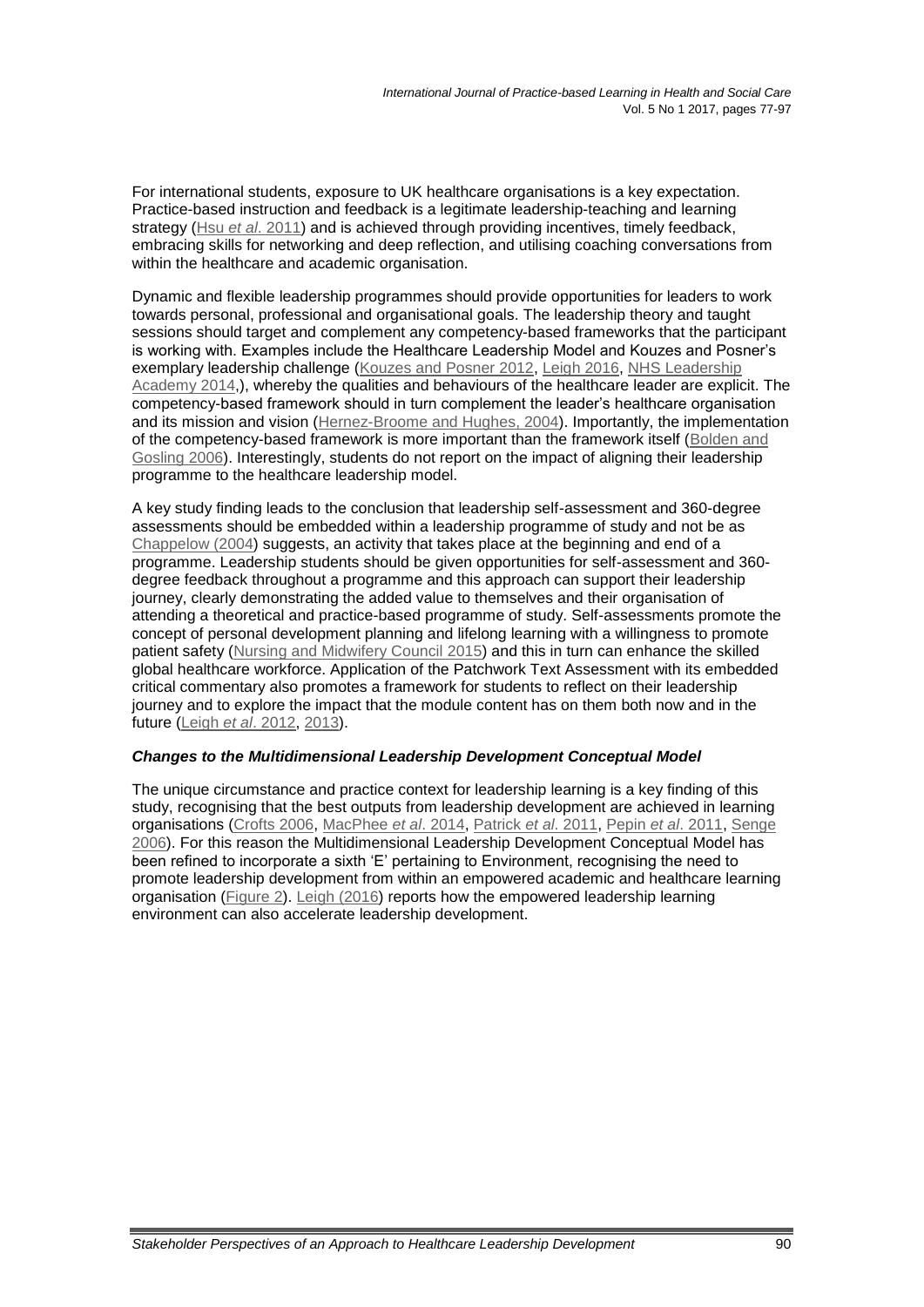For international students, exposure to UK healthcare organisations is a key expectation. Practice-based instruction and feedback is a legitimate leadership-teaching and learning strategy (Hsu *et al*. 2011) and is achieved through providing incentives, timely feedback, embracing skills for networking and deep reflection, and utilising coaching conversations from within the healthcare and academic organisation.

Dynamic and flexible leadership programmes should provide opportunities for leaders to work towards personal, professional and organisational goals. The leadership theory and taught sessions should target and complement any competency-based frameworks that the participant is working with. Examples include the Healthcare Leadership Model and Kouzes and Posner's exemplary leadership challenge (Kouzes and Posner 2012, Leigh 2016, NHS Leadership Academy 2014,), whereby the qualities and behaviours of the healthcare leader are explicit. The competency-based framework should in turn complement the leader's healthcare organisation and its mission and vision (Hernez-Broome and Hughes, 2004). Importantly, the implementation of the competency-based framework is more important than the framework itself (Bolden and Gosling 2006). Interestingly, students do not report on the impact of aligning their leadership programme to the healthcare leadership model.

A key study finding leads to the conclusion that leadership self-assessment and 360-degree assessments should be embedded within a leadership programme of study and not be as Chappelow (2004) suggests, an activity that takes place at the beginning and end of a programme. Leadership students should be given opportunities for self-assessment and 360-degree feedback throughout a programme and this approach can support their leadership journey, clearly demonstrating the added value to themselves and their organisation of attending a theoretical and practice-based programme of study. Self-assessments promote the concept of personal development planning and lifelong learning with a willingness to promote patient safety (Nursing and Midwifery Council 2015) and this in turn can enhance the skilled global healthcare workforce. Application of the Patchwork Text Assessment with its embedded critical commentary also promotes a framework for students to reflect on their leadership journey and to explore the impact that the module content has on them both now and in the future (Leigh *et al*. 2012, 2013).

### *Changes to the Multidimensional Leadership Development Conceptual Model*

The unique circumstance and practice context for leadership learning is a key finding of this study, recognising that the best outputs from leadership development are achieved in learning organisations (Crofts 2006, MacPhee *et al*. 2014, Patrick *et al*. 2011, Pepin *et al*. 2011, Senge 2006). For this reason the Multidimensional Leadership Development Conceptual Model has been refined to incorporate a sixth 'E' pertaining to Environment, recognising the need to promote leadership development from within an empowered academic and healthcare learning organisation (Figure 2). Leigh (2016) reports how the empowered leadership learning environment can also accelerate leadership development.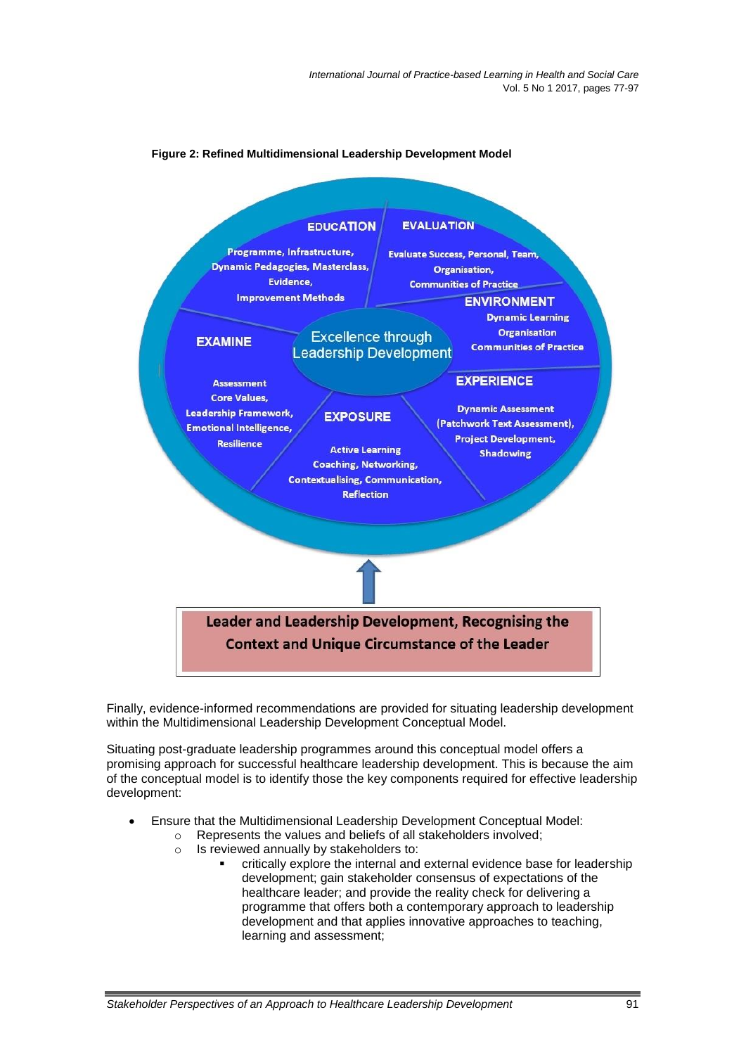**Figure 2: Refined Multidimensional Leadership Development Model**

Excellence through Leadership Development

**EDUCATION**
Programme, Infrastructure, Dynamic Pedagogies, Masterclass, Evidence, Improvement Methods

**EVALUATION**
Evaluate Success, Personal, Team, Organisation, Communities of Practice

**ENVIRONMENT**
Dynamic Learning Organisation Communities of Practice

**EXPERIENCE**
Dynamic Assessment (Patchwork Text Assessment), Project Development, Shadowing

**EXPOSURE**
Active Learning Coaching, Networking, Contextualising, Communication, Reflection

**EXAMINE**
Assessment Core Values, Leadership Framework, Emotional Intelligence, Resilience

**Leader and Leadership Development, Recognising the Context and Unique Circumstance of the Leader**

Finally, evidence-informed recommendations are provided for situating leadership development within the Multidimensional Leadership Development Conceptual Model.

Situating post-graduate leadership programmes around this conceptual model offers a promising approach for successful healthcare leadership development. This is because the aim of the conceptual model is to identify those the key components required for effective leadership development:

- Ensure that the Multidimensional Leadership Development Conceptual Model:
  - Represents the values and beliefs of all stakeholders involved;
  - Is reviewed annually by stakeholders to:
    - critically explore the internal and external evidence base for leadership development; gain stakeholder consensus of expectations of the healthcare leader; and provide the reality check for delivering a programme that offers both a contemporary approach to leadership development and that applies innovative approaches to teaching, learning and assessment;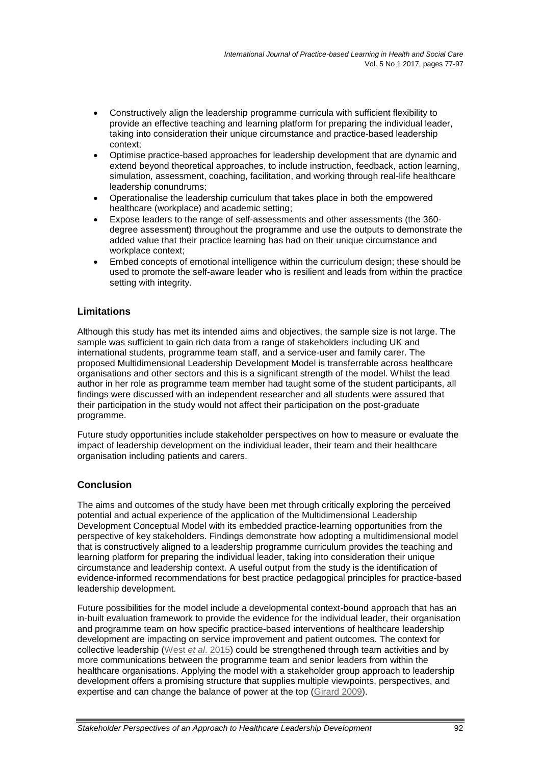- Constructively align the leadership programme curricula with sufficient flexibility to provide an effective teaching and learning platform for preparing the individual leader, taking into consideration their unique circumstance and practice-based leadership context;
- Optimise practice-based approaches for leadership development that are dynamic and extend beyond theoretical approaches, to include instruction, feedback, action learning, simulation, assessment, coaching, facilitation, and working through real-life healthcare leadership conundrums;
- Operationalise the leadership curriculum that takes place in both the empowered healthcare (workplace) and academic setting;
- Expose leaders to the range of self-assessments and other assessments (the 360-degree assessment) throughout the programme and use the outputs to demonstrate the added value that their practice learning has had on their unique circumstance and workplace context;
- Embed concepts of emotional intelligence within the curriculum design; these should be used to promote the self-aware leader who is resilient and leads from within the practice setting with integrity.

## Limitations

Although this study has met its intended aims and objectives, the sample size is not large. The sample was sufficient to gain rich data from a range of stakeholders including UK and international students, programme team staff, and a service-user and family carer. The proposed Multidimensional Leadership Development Model is transferrable across healthcare organisations and other sectors and this is a significant strength of the model. Whilst the lead author in her role as programme team member had taught some of the student participants, all findings were discussed with an independent researcher and all students were assured that their participation in the study would not affect their participation on the post-graduate programme.

Future study opportunities include stakeholder perspectives on how to measure or evaluate the impact of leadership development on the individual leader, their team and their healthcare organisation including patients and carers.

## Conclusion

The aims and outcomes of the study have been met through critically exploring the perceived potential and actual experience of the application of the Multidimensional Leadership Development Conceptual Model with its embedded practice-learning opportunities from the perspective of key stakeholders. Findings demonstrate how adopting a multidimensional model that is constructively aligned to a leadership programme curriculum provides the teaching and learning platform for preparing the individual leader, taking into consideration their unique circumstance and leadership context. A useful output from the study is the identification of evidence-informed recommendations for best practice pedagogical principles for practice-based leadership development.

Future possibilities for the model include a developmental context-bound approach that has an in-built evaluation framework to provide the evidence for the individual leader, their organisation and programme team on how specific practice-based interventions of healthcare leadership development are impacting on service improvement and patient outcomes. The context for collective leadership (West *et al.* 2015) could be strengthened through team activities and by more communications between the programme team and senior leaders from within the healthcare organisations. Applying the model with a stakeholder group approach to leadership development offers a promising structure that supplies multiple viewpoints, perspectives, and expertise and can change the balance of power at the top (Girard 2009).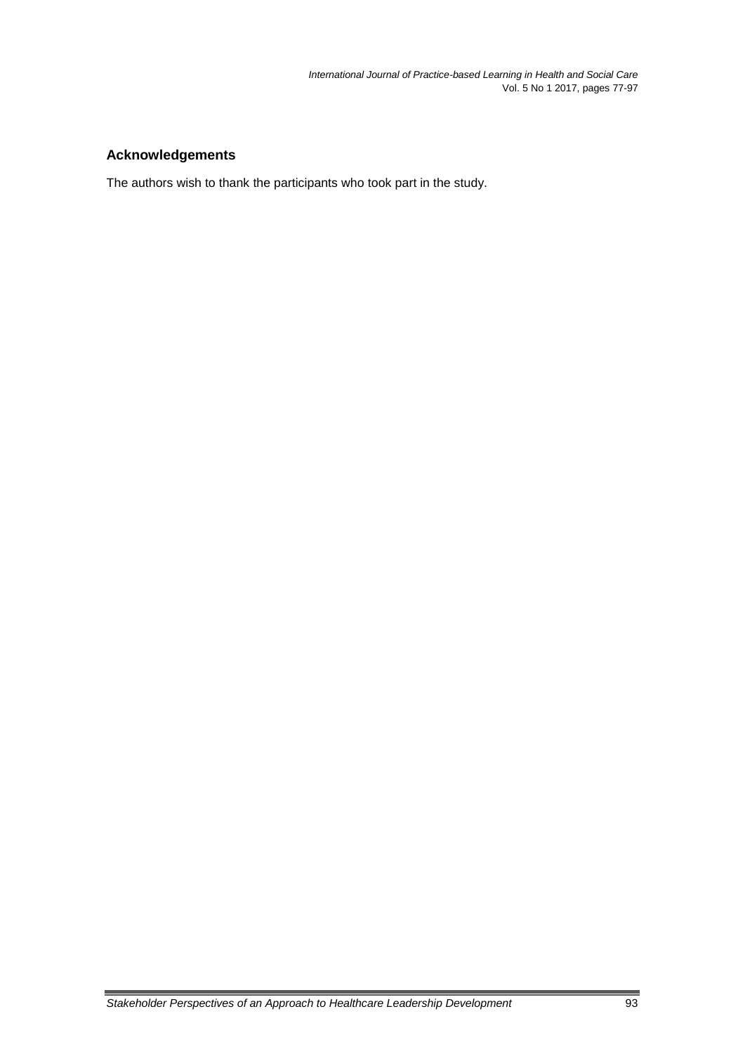## Acknowledgements

The authors wish to thank the participants who took part in the study.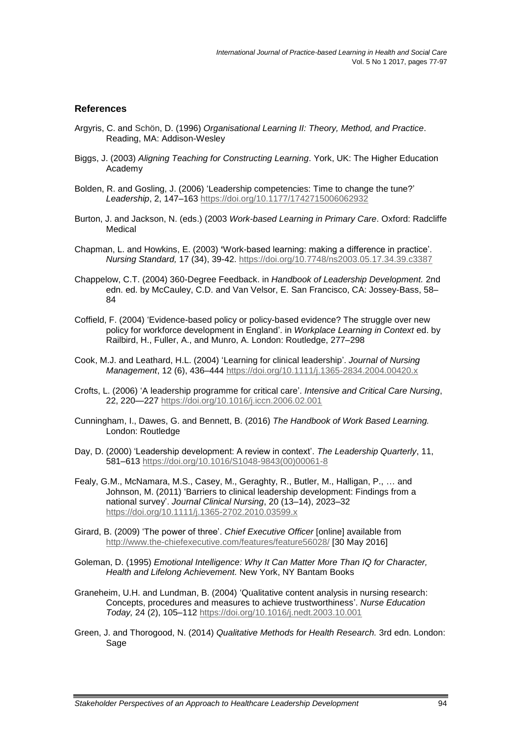## References

Argyris, C. and Schön, D. (1996) *Organisational Learning II: Theory, Method, and Practice*. Reading, MA: Addison-Wesley

Biggs, J. (2003) *Aligning Teaching for Constructing Learning*. York, UK: The Higher Education Academy

Bolden, R. and Gosling, J. (2006) 'Leadership competencies: Time to change the tune?' *Leadership*, 2, 147–163 https://doi.org/10.1177/1742715006062932

Burton, J. and Jackson, N. (eds.) (2003 *Work-based Learning in Primary Care*. Oxford: Radcliffe Medical

Chapman, L. and Howkins, E. (2003) **'**Work-based learning: making a difference in practice'. *Nursing Standard,* 17 (34), 39-42. https://doi.org/10.7748/ns2003.05.17.34.39.c3387

Chappelow, C.T. (2004) 360-Degree Feedback. in *Handbook of Leadership Development.* 2nd edn. ed. by McCauley, C.D. and Van Velsor, E. San Francisco, CA: Jossey-Bass, 58–84

Coffield, F. (2004) 'Evidence-based policy or policy-based evidence? The struggle over new policy for workforce development in England'. in *Workplace Learning in Context* ed. by Railbird, H., Fuller, A., and Munro, A. London: Routledge, 277–298

Cook, M.J. and Leathard, H.L. (2004) 'Learning for clinical leadership'. *Journal of Nursing Management*, 12 (6), 436–444 https://doi.org/10.1111/j.1365-2834.2004.00420.x

Crofts, L. (2006) 'A leadership programme for critical care'. *Intensive and Critical Care Nursing*, 22, 220—227 https://doi.org/10.1016/j.iccn.2006.02.001

Cunningham, I., Dawes, G. and Bennett, B. (2016) *The Handbook of Work Based Learning.* London: Routledge

Day, D. (2000) 'Leadership development: A review in context'. *The Leadership Quarterly*, 11, 581–613 https://doi.org/10.1016/S1048-9843(00)00061-8

Fealy, G.M., McNamara, M.S., Casey, M., Geraghty, R., Butler, M., Halligan, P., … and Johnson, M. (2011) 'Barriers to clinical leadership development: Findings from a national survey'. *Journal Clinical Nursing*, 20 (13–14), 2023–32 https://doi.org/10.1111/j.1365-2702.2010.03599.x

Girard, B. (2009) 'The power of three'. *Chief Executive Officer* [online] available from http://www.the-chiefexecutive.com/features/feature56028/ [30 May 2016]

Goleman, D. (1995) *Emotional Intelligence: Why It Can Matter More Than IQ for Character, Health and Lifelong Achievement.* New York, NY Bantam Books

Graneheim, U.H. and Lundman, B. (2004) 'Qualitative content analysis in nursing research: Concepts, procedures and measures to achieve trustworthiness'. *Nurse Education Today,* 24 (2), 105–112 https://doi.org/10.1016/j.nedt.2003.10.001

Green, J. and Thorogood, N. (2014) *Qualitative Methods for Health Research.* 3rd edn. London: Sage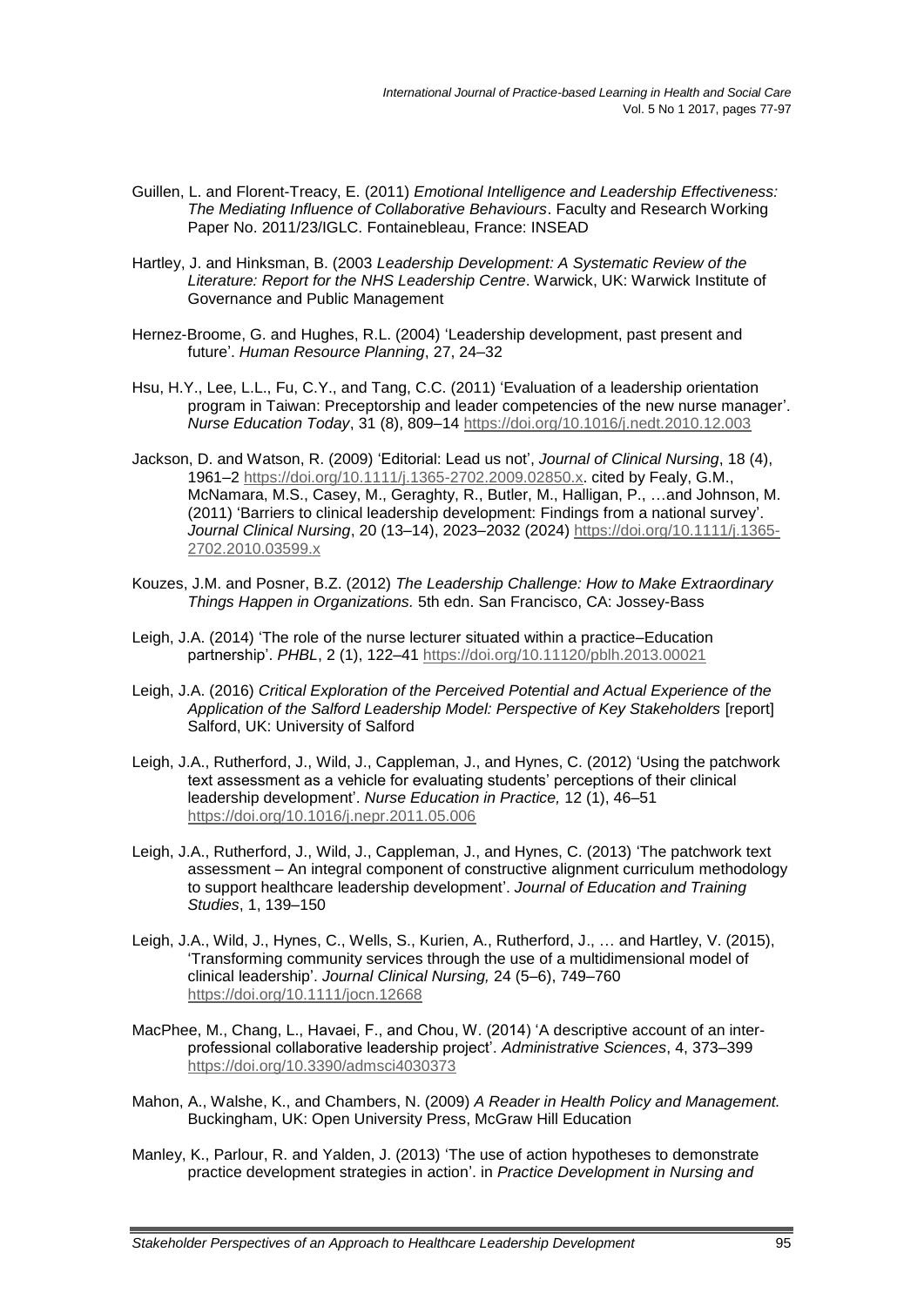Guillen, L. and Florent-Treacy, E. (2011) *Emotional Intelligence and Leadership Effectiveness: The Mediating Influence of Collaborative Behaviours*. Faculty and Research Working Paper No. 2011/23/IGLC. Fontainebleau, France: INSEAD

Hartley, J. and Hinksman, B. (2003 *Leadership Development: A Systematic Review of the Literature: Report for the NHS Leadership Centre*. Warwick, UK: Warwick Institute of Governance and Public Management

Hernez-Broome, G. and Hughes, R.L. (2004) 'Leadership development, past present and future'. *Human Resource Planning*, 27, 24–32

Hsu, H.Y., Lee, L.L., Fu, C.Y., and Tang, C.C. (2011) 'Evaluation of a leadership orientation program in Taiwan: Preceptorship and leader competencies of the new nurse manager'. *Nurse Education Today*, 31 (8), 809–14 https://doi.org/10.1016/j.nedt.2010.12.003

Jackson, D. and Watson, R. (2009) 'Editorial: Lead us not', *Journal of Clinical Nursing*, 18 (4), 1961–2 https://doi.org/10.1111/j.1365-2702.2009.02850.x. cited by Fealy, G.M., McNamara, M.S., Casey, M., Geraghty, R., Butler, M., Halligan, P., …and Johnson, M. (2011) 'Barriers to clinical leadership development: Findings from a national survey'. *Journal Clinical Nursing*, 20 (13–14), 2023–2032 (2024) https://doi.org/10.1111/j.1365-2702.2010.03599.x

Kouzes, J.M. and Posner, B.Z. (2012) *The Leadership Challenge: How to Make Extraordinary Things Happen in Organizations.* 5th edn. San Francisco, CA: Jossey-Bass

Leigh, J.A. (2014) 'The role of the nurse lecturer situated within a practice–Education partnership'. *PHBL*, 2 (1), 122–41 https://doi.org/10.11120/pblh.2013.00021

Leigh, J.A. (2016) *Critical Exploration of the Perceived Potential and Actual Experience of the Application of the Salford Leadership Model: Perspective of Key Stakeholders* [report] Salford, UK: University of Salford

Leigh, J.A., Rutherford, J., Wild, J., Cappleman, J., and Hynes, C. (2012) 'Using the patchwork text assessment as a vehicle for evaluating students' perceptions of their clinical leadership development'. *Nurse Education in Practice,* 12 (1), 46–51 https://doi.org/10.1016/j.nepr.2011.05.006

Leigh, J.A., Rutherford, J., Wild, J., Cappleman, J., and Hynes, C. (2013) 'The patchwork text assessment – An integral component of constructive alignment curriculum methodology to support healthcare leadership development'. *Journal of Education and Training Studies*, 1, 139–150

Leigh, J.A., Wild, J., Hynes, C., Wells, S., Kurien, A., Rutherford, J., … and Hartley, V. (2015), 'Transforming community services through the use of a multidimensional model of clinical leadership'. *Journal Clinical Nursing,* 24 (5–6), 749–760 https://doi.org/10.1111/jocn.12668

MacPhee, M., Chang, L., Havaei, F., and Chou, W. (2014) 'A descriptive account of an inter-professional collaborative leadership project'. *Administrative Sciences*, 4, 373–399 https://doi.org/10.3390/admsci4030373

Mahon, A., Walshe, K., and Chambers, N. (2009) *A Reader in Health Policy and Management.* Buckingham, UK: Open University Press, McGraw Hill Education

Manley, K., Parlour, R. and Yalden, J. (2013) 'The use of action hypotheses to demonstrate practice development strategies in action'. in *Practice Development in Nursing and*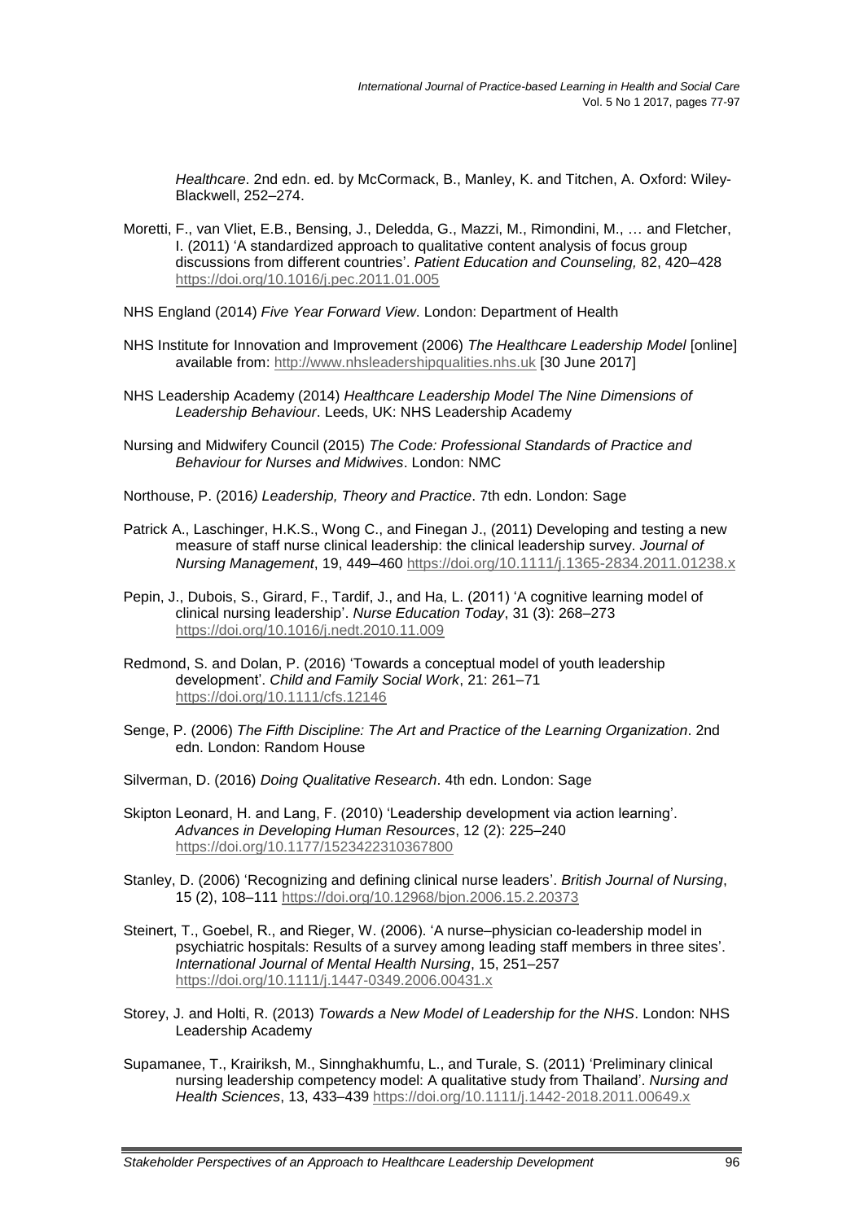*Healthcare*. 2nd edn. ed. by McCormack, B., Manley, K. and Titchen, A. Oxford: Wiley-Blackwell, 252–274.

Moretti, F., van Vliet, E.B., Bensing, J., Deledda, G., Mazzi, M., Rimondini, M., … and Fletcher, I. (2011) 'A standardized approach to qualitative content analysis of focus group discussions from different countries'. *Patient Education and Counseling,* 82, 420–428 https://doi.org/10.1016/j.pec.2011.01.005

NHS England (2014) *Five Year Forward View*. London: Department of Health

NHS Institute for Innovation and Improvement (2006) *The Healthcare Leadership Model* [online] available from: http://www.nhsleadershipqualities.nhs.uk [30 June 2017]

NHS Leadership Academy (2014) *Healthcare Leadership Model The Nine Dimensions of Leadership Behaviour*. Leeds, UK: NHS Leadership Academy

Nursing and Midwifery Council (2015) *The Code: Professional Standards of Practice and Behaviour for Nurses and Midwives*. London: NMC

Northouse, P. (2016*) Leadership, Theory and Practice*. 7th edn. London: Sage

Patrick A., Laschinger, H.K.S., Wong C., and Finegan J., (2011) Developing and testing a new measure of staff nurse clinical leadership: the clinical leadership survey. *Journal of Nursing Management*, 19, 449–460 https://doi.org/10.1111/j.1365-2834.2011.01238.x

Pepin, J., Dubois, S., Girard, F., Tardif, J., and Ha, L. (2011) 'A cognitive learning model of clinical nursing leadership'. *Nurse Education Today*, 31 (3): 268–273 https://doi.org/10.1016/j.nedt.2010.11.009

Redmond, S. and Dolan, P. (2016) 'Towards a conceptual model of youth leadership development'. *Child and Family Social Work*, 21: 261–71 https://doi.org/10.1111/cfs.12146

Senge, P. (2006) *The Fifth Discipline: The Art and Practice of the Learning Organization*. 2nd edn. London: Random House

Silverman, D. (2016) *Doing Qualitative Research*. 4th edn. London: Sage

Skipton Leonard, H. and Lang, F. (2010) 'Leadership development via action learning'. *Advances in Developing Human Resources*, 12 (2): 225–240 https://doi.org/10.1177/1523422310367800

Stanley, D. (2006) 'Recognizing and defining clinical nurse leaders'. *British Journal of Nursing*, 15 (2), 108–111 https://doi.org/10.12968/bjon.2006.15.2.20373

Steinert, T., Goebel, R., and Rieger, W. (2006). 'A nurse–physician co-leadership model in psychiatric hospitals: Results of a survey among leading staff members in three sites'. *International Journal of Mental Health Nursing*, 15, 251–257 https://doi.org/10.1111/j.1447-0349.2006.00431.x

Storey, J. and Holti, R. (2013) *Towards a New Model of Leadership for the NHS*. London: NHS Leadership Academy

Supamanee, T., Krairiksh, M., Sinnghakhumfu, L., and Turale, S. (2011) 'Preliminary clinical nursing leadership competency model: A qualitative study from Thailand'. *Nursing and Health Sciences*, 13, 433–439 https://doi.org/10.1111/j.1442-2018.2011.00649.x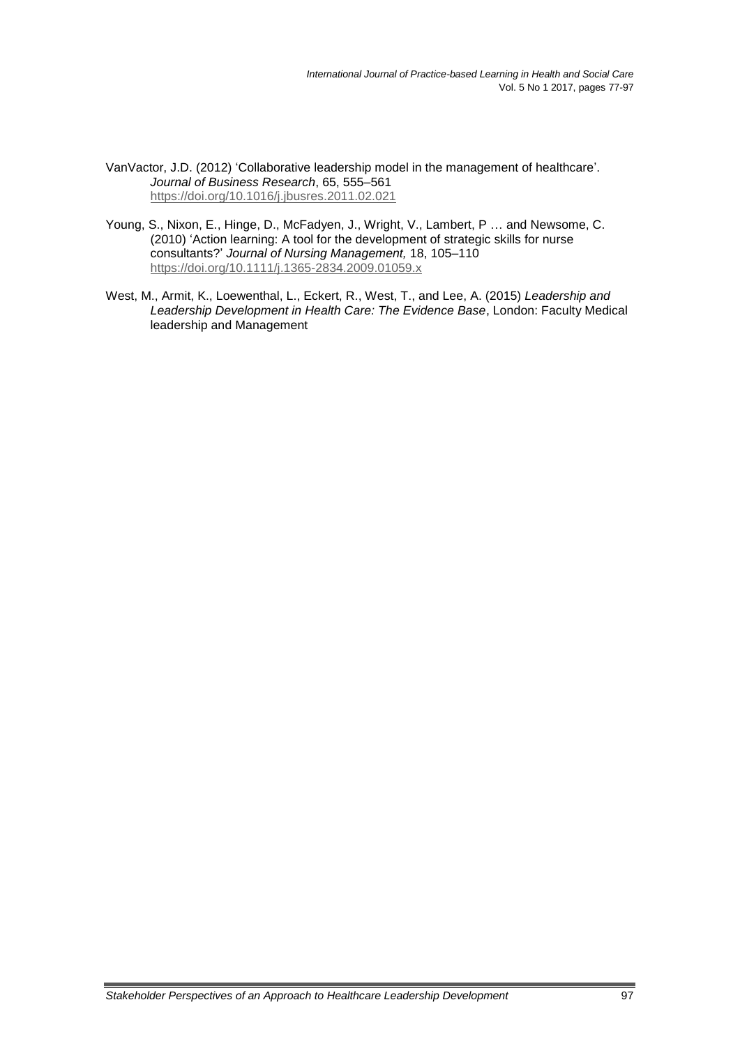VanVactor, J.D. (2012) 'Collaborative leadership model in the management of healthcare'. *Journal of Business Research*, 65, 555–561 https://doi.org/10.1016/j.jbusres.2011.02.021

Young, S., Nixon, E., Hinge, D., McFadyen, J., Wright, V., Lambert, P … and Newsome, C. (2010) 'Action learning: A tool for the development of strategic skills for nurse consultants?' *Journal of Nursing Management,* 18, 105–110 https://doi.org/10.1111/j.1365-2834.2009.01059.x

West, M., Armit, K., Loewenthal, L., Eckert, R., West, T., and Lee, A. (2015) *Leadership and Leadership Development in Health Care: The Evidence Base*, London: Faculty Medical leadership and Management